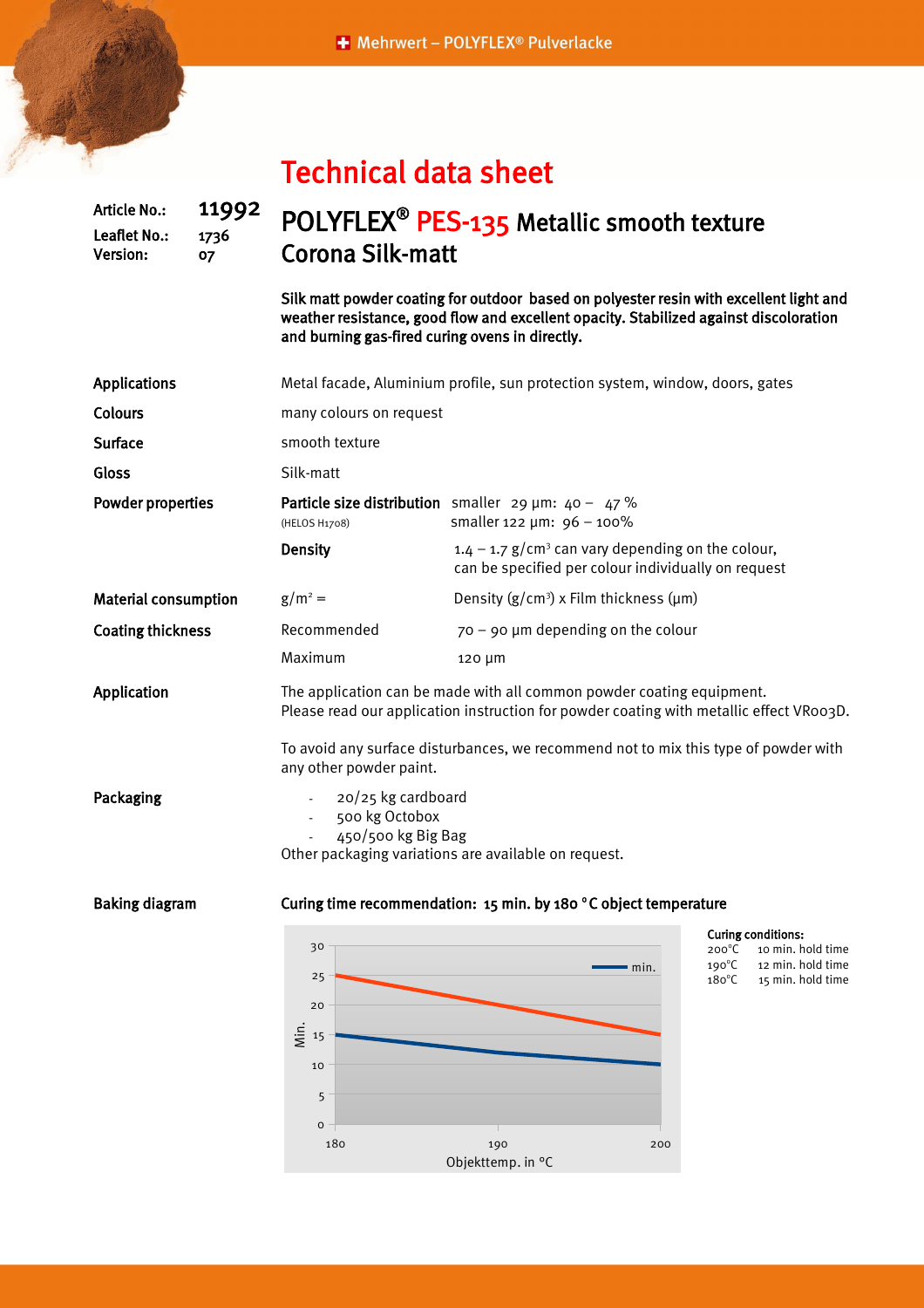# Technical data sheet

**Article No.:** 11992
**Leaflet No.:** 1736
**Version:** 07

## POLYFLEX® PES-135 Metallic smooth texture Corona Silk-matt

**Silk matt powder coating for outdoor based on polyester resin with excellent light and weather resistance, good flow and excellent opacity. Stabilized against discoloration and burning gas-fired curing ovens in directly.**

| | | |
|---|---|---|
| **Applications** | Metal facade, Aluminium profile, sun protection system, window, doors, gates | |
| **Colours** | many colours on request | |
| **Surface** | smooth texture | |
| **Gloss** | Silk-matt | |
| **Powder properties** | **Particle size distribution** (HELOS H1708) | smaller 29 µm: 40 – 47 %<br>smaller 122 µm: 96 – 100% |
| | **Density** | 1.4 – 1.7 g/cm³ can vary depending on the colour, can be specified per colour individually on request |
| **Material consumption** | g/m² = | Density (g/cm³) x Film thickness (µm) |
| **Coating thickness** | Recommended | 70 – 90 µm depending on the colour |
| | Maximum | 120 µm |

**Application**

The application can be made with all common powder coating equipment.
Please read our application instruction for powder coating with metallic effect VR003D.

To avoid any surface disturbances, we recommend not to mix this type of powder with any other powder paint.

**Packaging**

- 20/25 kg cardboard
- 500 kg Octobox
- 450/500 kg Big Bag

Other packaging variations are available on request.

**Baking diagram**

**Curing time recommendation: 15 min. by 180 °C object temperature**

**Curing conditions:**

| Temperature | Hold time |
|---|---|
| 200°C | 10 min. hold time |
| 190°C | 12 min. hold time |
| 180°C | 15 min. hold time |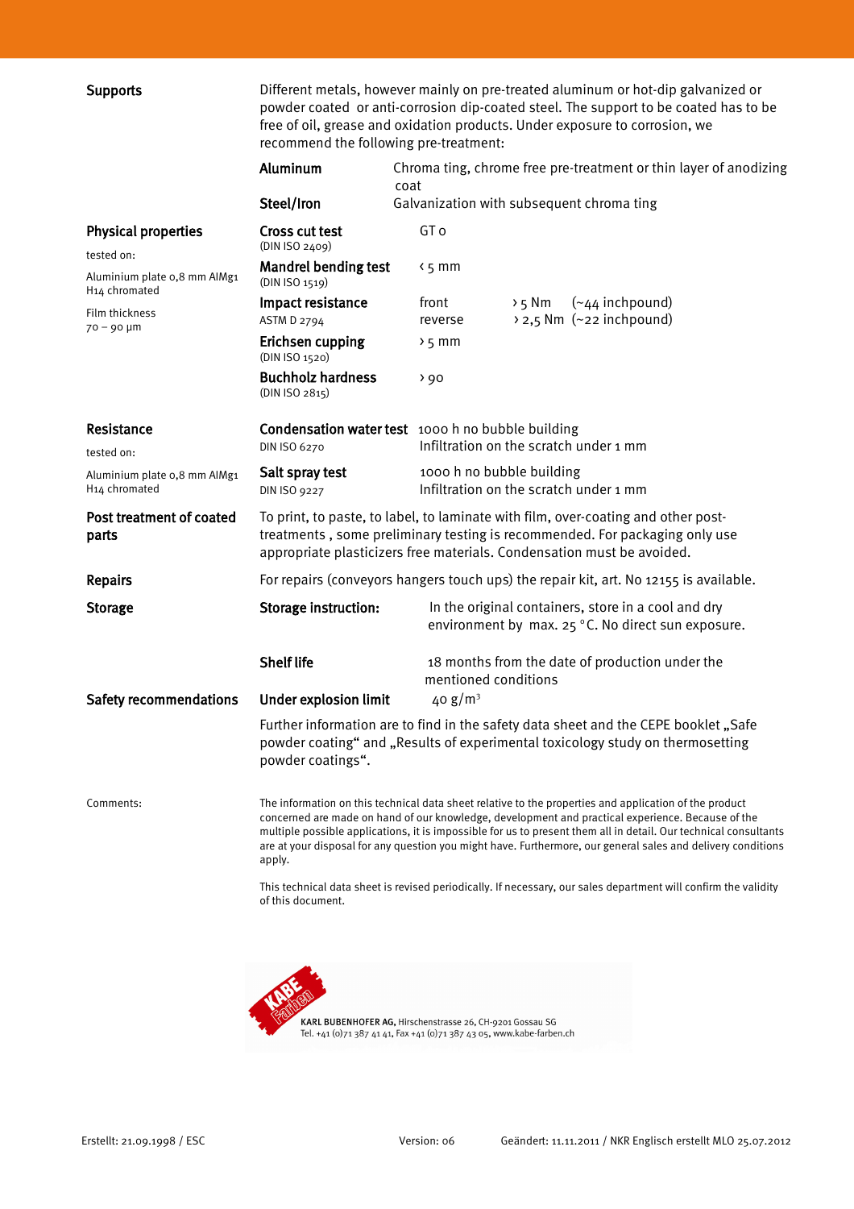**Supports**

Different metals, however mainly on pre-treated aluminum or hot-dip galvanized or powder coated or anti-corrosion dip-coated steel. The support to be coated has to be free of oil, grease and oxidation products. Under exposure to corrosion, we recommend the following pre-treatment:

| | |
|---|---|
| **Aluminum** | Chroma ting, chrome free pre-treatment or thin layer of anodizing coat |
| **Steel/Iron** | Galvanization with subsequent chroma ting |

**Physical properties**

tested on:

Aluminium plate 0,8 mm AlMg1 H14 chromated

Film thickness 70 – 90 µm

| | | | |
|---|---|---|---|
| **Cross cut test** (DIN ISO 2409) | GT 0 | | |
| **Mandrel bending test** (DIN ISO 1519) | ‹ 5 mm | | |
| **Impact resistance** ASTM D 2794 | front | › 5 Nm | (~44 inchpound) |
| | reverse | › 2,5 Nm | (~22 inchpound) |
| **Erichsen cupping** (DIN ISO 1520) | › 5 mm | | |
| **Buchholz hardness** (DIN ISO 2815) | › 90 | | |

**Resistance**

tested on:

Aluminium plate 0,8 mm AlMg1 H14 chromated

| | |
|---|---|
| **Condensation water test** DIN ISO 6270 | 1000 h no bubble building<br>Infiltration on the scratch under 1 mm |
| **Salt spray test** DIN ISO 9227 | 1000 h no bubble building<br>Infiltration on the scratch under 1 mm |

**Post treatment of coated parts**

To print, to paste, to label, to laminate with film, over-coating and other post-treatments , some preliminary testing is recommended. For packaging only use appropriate plasticizers free materials. Condensation must be avoided.

**Repairs**

For repairs (conveyors hangers touch ups) the repair kit, art. No 12155 is available.

**Storage**

| | |
|---|---|
| **Storage instruction:** | In the original containers, store in a cool and dry environment by max. 25 °C. No direct sun exposure. |
| **Shelf life** | 18 months from the date of production under the mentioned conditions |

**Safety recommendations**

**Under explosion limit** 40 g/m³

Further information are to find in the safety data sheet and the CEPE booklet „Safe powder coating“ and „Results of experimental toxicology study on thermosetting powder coatings“.

Comments:

The information on this technical data sheet relative to the properties and application of the product concerned are made on hand of our knowledge, development and practical experience. Because of the multiple possible applications, it is impossible for us to present them all in detail. Our technical consultants are at your disposal for any question you might have. Furthermore, our general sales and delivery conditions apply.

This technical data sheet is revised periodically. If necessary, our sales department will confirm the validity of this document.

KABE Farben

**KARL BUBENHOFER AG,** Hirschenstrasse 26, CH-9201 Gossau SG
Tel. +41 (0)71 387 41 41, Fax +41 (0)71 387 43 05, www.kabe-farben.ch

Erstellt: 21.09.1998 / ESC Version: 06 Geändert: 11.11.2011 / NKR Englisch erstellt MLO 25.07.2012